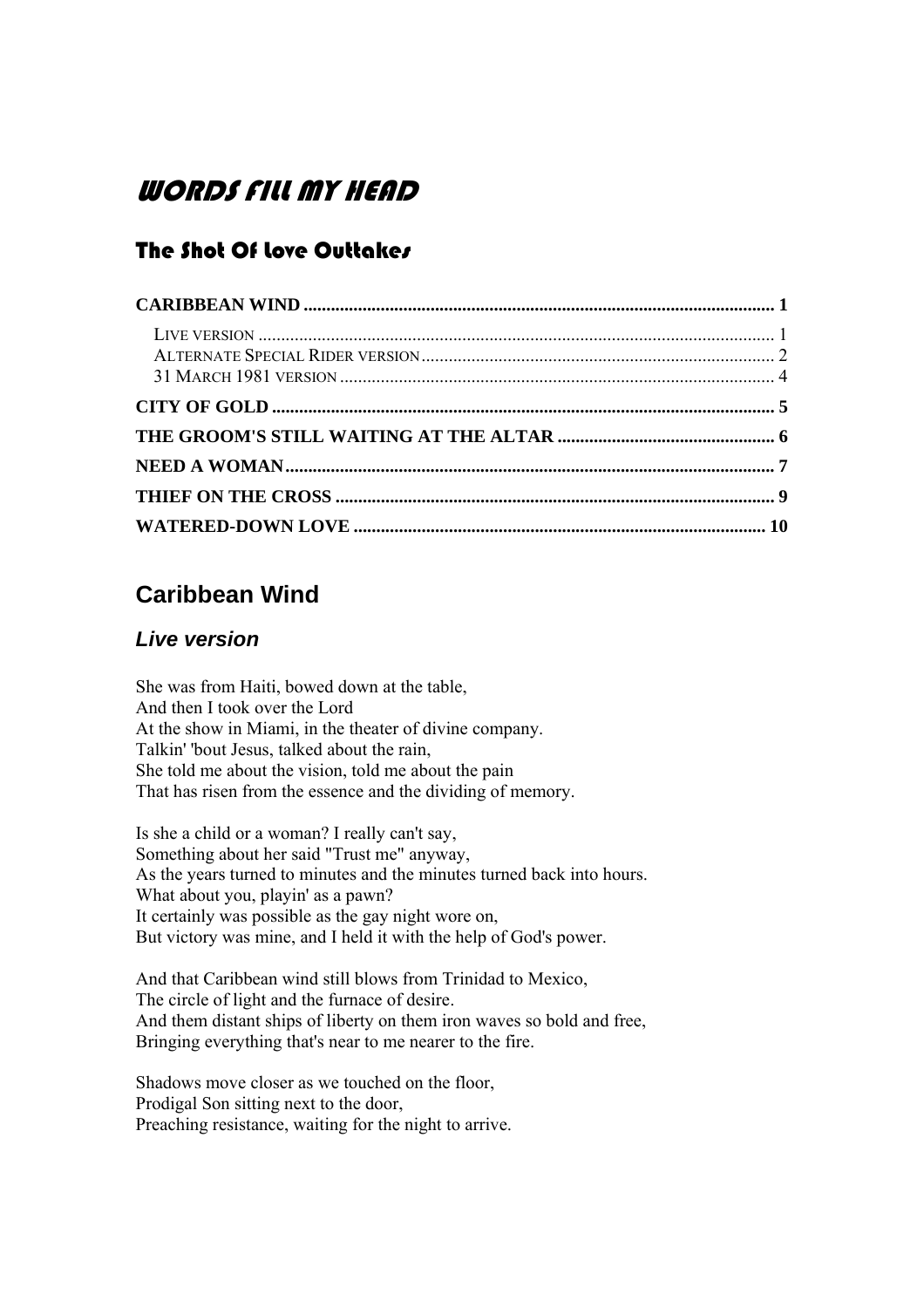# WORDS FILL MY HEAD

## The Shot Of Love Outtakes

**CARIBBEAN WIND** .......... 1
- LIVE VERSION .......... 1
- ALTERNATE SPECIAL RIDER VERSION .......... 2
- 31 MARCH 1981 VERSION .......... 4

**CITY OF GOLD** .......... 5

**THE GROOM'S STILL WAITING AT THE ALTAR** .......... 6

**NEED A WOMAN** .......... 7

**THIEF ON THE CROSS** .......... 9

**WATERED-DOWN LOVE** .......... 10

## Caribbean Wind

### *Live version*

She was from Haiti, bowed down at the table,
And then I took over the Lord
At the show in Miami, in the theater of divine company.
Talkin' 'bout Jesus, talked about the rain,
She told me about the vision, told me about the pain
That has risen from the essence and the dividing of memory.

Is she a child or a woman? I really can't say,
Something about her said "Trust me" anyway,
As the years turned to minutes and the minutes turned back into hours.
What about you, playin' as a pawn?
It certainly was possible as the gay night wore on,
But victory was mine, and I held it with the help of God's power.

And that Caribbean wind still blows from Trinidad to Mexico,
The circle of light and the furnace of desire.
And them distant ships of liberty on them iron waves so bold and free,
Bringing everything that's near to me nearer to the fire.

Shadows move closer as we touched on the floor,
Prodigal Son sitting next to the door,
Preaching resistance, waiting for the night to arrive.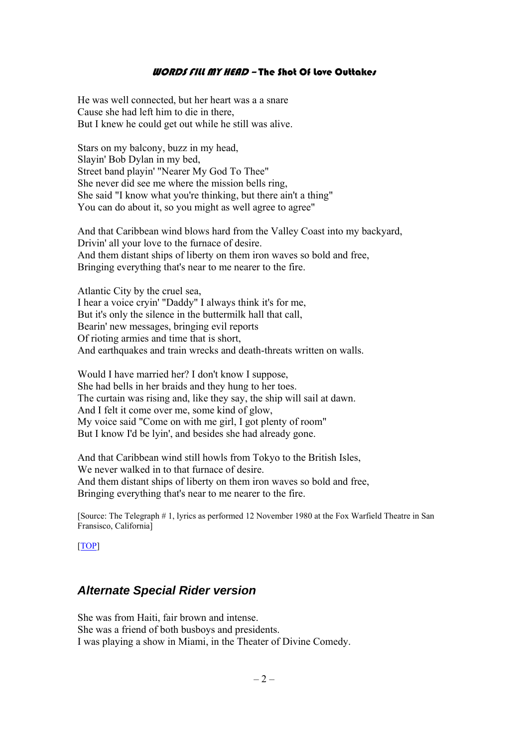He was well connected, but her heart was a a snare
Cause she had left him to die in there,
But I knew he could get out while he still was alive.

Stars on my balcony, buzz in my head,
Slayin' Bob Dylan in my bed,
Street band playin' "Nearer My God To Thee"
She never did see me where the mission bells ring,
She said "I know what you're thinking, but there ain't a thing"
You can do about it, so you might as well agree to agree"

And that Caribbean wind blows hard from the Valley Coast into my backyard,
Drivin' all your love to the furnace of desire.
And them distant ships of liberty on them iron waves so bold and free,
Bringing everything that's near to me nearer to the fire.

Atlantic City by the cruel sea,
I hear a voice cryin' "Daddy" I always think it's for me,
But it's only the silence in the buttermilk hall that call,
Bearin' new messages, bringing evil reports
Of rioting armies and time that is short,
And earthquakes and train wrecks and death-threats written on walls.

Would I have married her? I don't know I suppose,
She had bells in her braids and they hung to her toes.
The curtain was rising and, like they say, the ship will sail at dawn.
And I felt it come over me, some kind of glow,
My voice said "Come on with me girl, I got plenty of room"
But I know I'd be lyin', and besides she had already gone.

And that Caribbean wind still howls from Tokyo to the British Isles,
We never walked in to that furnace of desire.
And them distant ships of liberty on them iron waves so bold and free,
Bringing everything that's near to me nearer to the fire.

[Source: The Telegraph # 1, lyrics as performed 12 November 1980 at the Fox Warfield Theatre in San Fransisco, California]

[TOP]

## *Alternate Special Rider version*

She was from Haiti, fair brown and intense.
She was a friend of both busboys and presidents.
I was playing a show in Miami, in the Theater of Divine Comedy.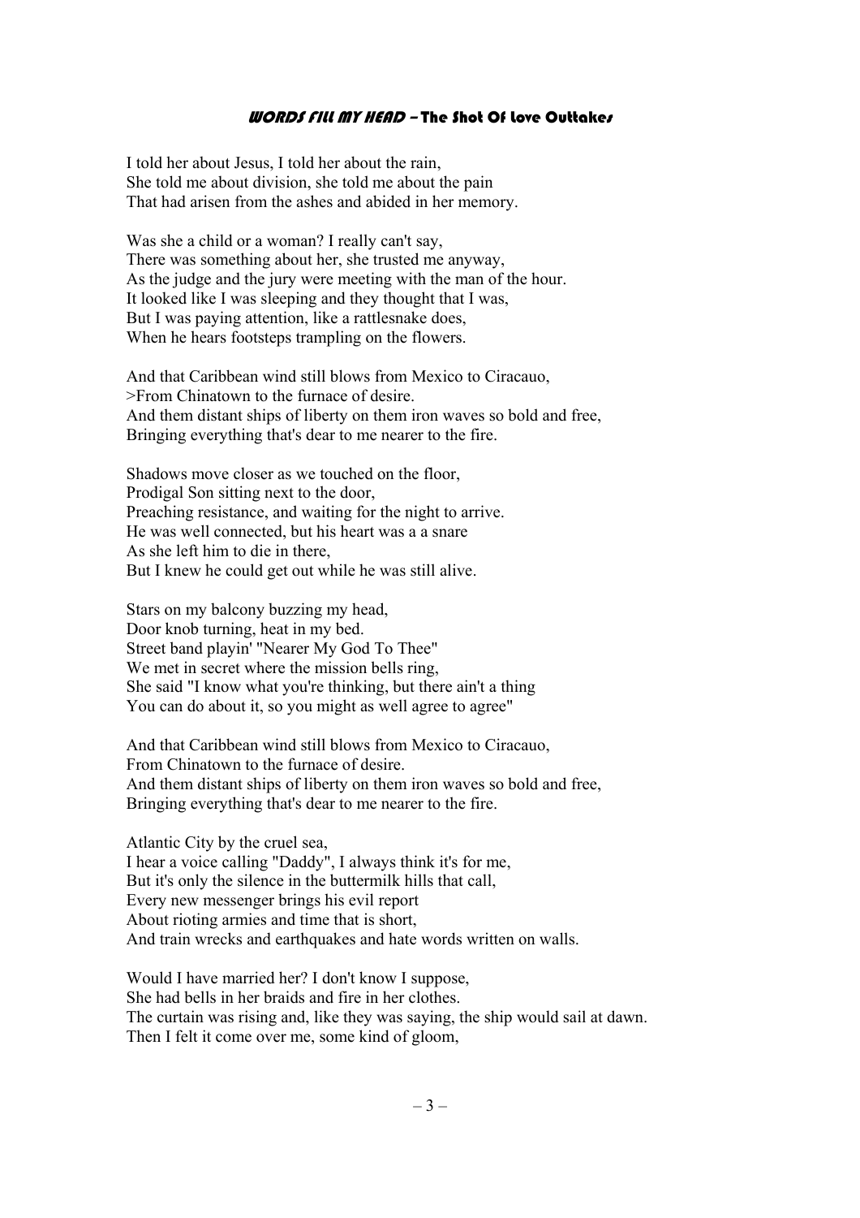### *WORDS FILL MY HEAD* – The Shot Of Love Outtakes

I told her about Jesus, I told her about the rain,
She told me about division, she told me about the pain
That had arisen from the ashes and abided in her memory.

Was she a child or a woman? I really can't say,
There was something about her, she trusted me anyway,
As the judge and the jury were meeting with the man of the hour.
It looked like I was sleeping and they thought that I was,
But I was paying attention, like a rattlesnake does,
When he hears footsteps trampling on the flowers.

And that Caribbean wind still blows from Mexico to Ciracauo,
>From Chinatown to the furnace of desire.
And them distant ships of liberty on them iron waves so bold and free,
Bringing everything that's dear to me nearer to the fire.

Shadows move closer as we touched on the floor,
Prodigal Son sitting next to the door,
Preaching resistance, and waiting for the night to arrive.
He was well connected, but his heart was a a snare
As she left him to die in there,
But I knew he could get out while he was still alive.

Stars on my balcony buzzing my head,
Door knob turning, heat in my bed.
Street band playin' "Nearer My God To Thee"
We met in secret where the mission bells ring,
She said "I know what you're thinking, but there ain't a thing
You can do about it, so you might as well agree to agree"

And that Caribbean wind still blows from Mexico to Ciracauo,
From Chinatown to the furnace of desire.
And them distant ships of liberty on them iron waves so bold and free,
Bringing everything that's dear to me nearer to the fire.

Atlantic City by the cruel sea,
I hear a voice calling "Daddy", I always think it's for me,
But it's only the silence in the buttermilk hills that call,
Every new messenger brings his evil report
About rioting armies and time that is short,
And train wrecks and earthquakes and hate words written on walls.

Would I have married her? I don't know I suppose,
She had bells in her braids and fire in her clothes.
The curtain was rising and, like they was saying, the ship would sail at dawn.
Then I felt it come over me, some kind of gloom,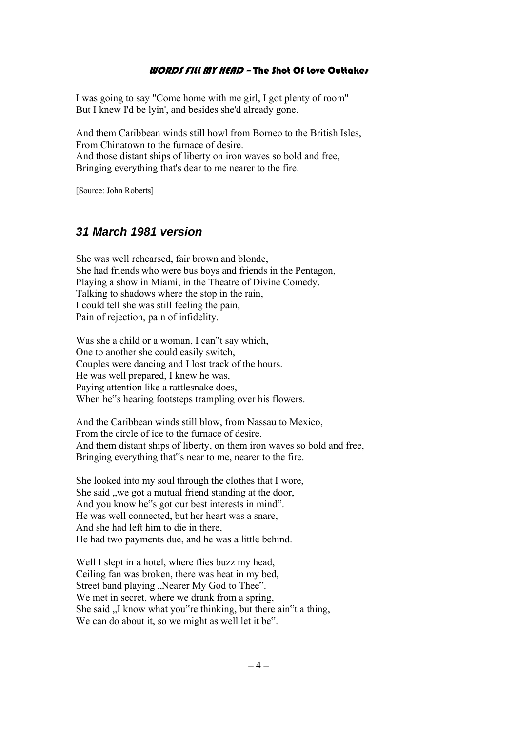I was going to say "Come home with me girl, I got plenty of room"
But I knew I'd be lyin', and besides she'd already gone.

And them Caribbean winds still howl from Borneo to the British Isles,
From Chinatown to the furnace of desire.
And those distant ships of liberty on iron waves so bold and free,
Bringing everything that's dear to me nearer to the fire.

[Source: John Roberts]

## *31 March 1981 version*

She was well rehearsed, fair brown and blonde,
She had friends who were bus boys and friends in the Pentagon,
Playing a show in Miami, in the Theatre of Divine Comedy.
Talking to shadows where the stop in the rain,
I could tell she was still feeling the pain,
Pain of rejection, pain of infidelity.

Was she a child or a woman, I can"t say which,
One to another she could easily switch,
Couples were dancing and I lost track of the hours.
He was well prepared, I knew he was,
Paying attention like a rattlesnake does,
When he"s hearing footsteps trampling over his flowers.

And the Caribbean winds still blow, from Nassau to Mexico,
From the circle of ice to the furnace of desire.
And them distant ships of liberty, on them iron waves so bold and free,
Bringing everything that"s near to me, nearer to the fire.

She looked into my soul through the clothes that I wore,
She said „we got a mutual friend standing at the door,
And you know he"s got our best interests in mind".
He was well connected, but her heart was a snare,
And she had left him to die in there,
He had two payments due, and he was a little behind.

Well I slept in a hotel, where flies buzz my head,
Ceiling fan was broken, there was heat in my bed,
Street band playing „Nearer My God to Thee".
We met in secret, where we drank from a spring,
She said „I know what you"re thinking, but there ain"t a thing,
We can do about it, so we might as well let it be".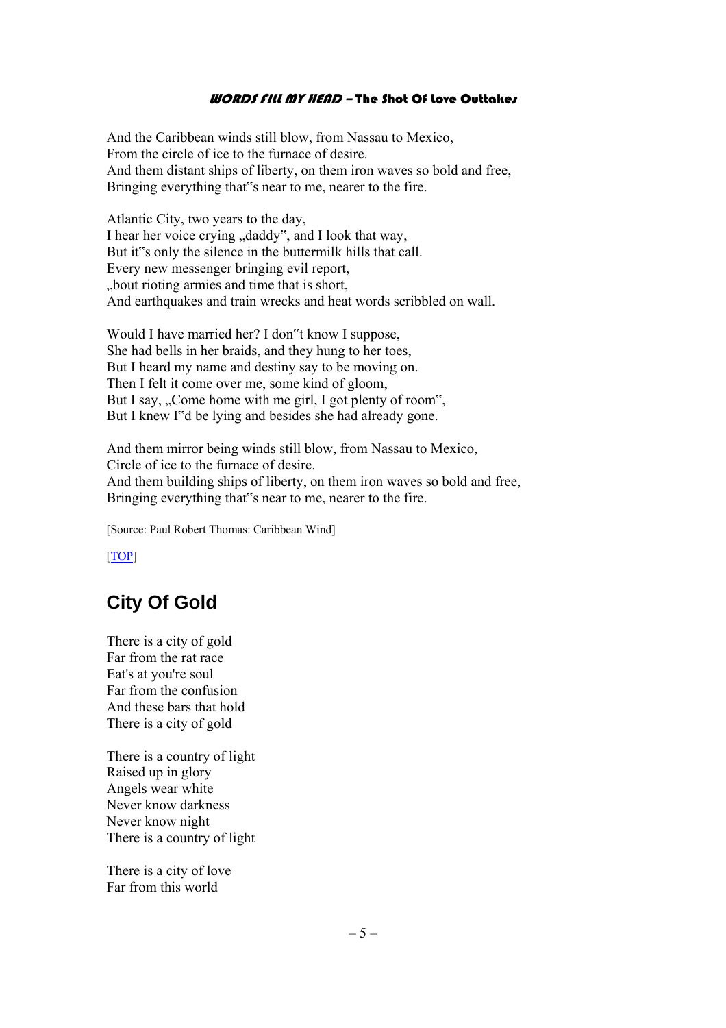And the Caribbean winds still blow, from Nassau to Mexico,
From the circle of ice to the furnace of desire.
And them distant ships of liberty, on them iron waves so bold and free,
Bringing everything that‟s near to me, nearer to the fire.

Atlantic City, two years to the day,
I hear her voice crying „daddy‟, and I look that way,
But it‟s only the silence in the buttermilk hills that call.
Every new messenger bringing evil report,
„bout rioting armies and time that is short,
And earthquakes and train wrecks and heat words scribbled on wall.

Would I have married her? I don‟t know I suppose,
She had bells in her braids, and they hung to her toes,
But I heard my name and destiny say to be moving on.
Then I felt it come over me, some kind of gloom,
But I say, „Come home with me girl, I got plenty of room‟,
But I knew I‟d be lying and besides she had already gone.

And them mirror being winds still blow, from Nassau to Mexico,
Circle of ice to the furnace of desire.
And them building ships of liberty, on them iron waves so bold and free,
Bringing everything that‟s near to me, nearer to the fire.

[Source: Paul Robert Thomas: Caribbean Wind]

[TOP]

## City Of Gold

There is a city of gold
Far from the rat race
Eat's at you're soul
Far from the confusion
And these bars that hold
There is a city of gold

There is a country of light
Raised up in glory
Angels wear white
Never know darkness
Never know night
There is a country of light

There is a city of love
Far from this world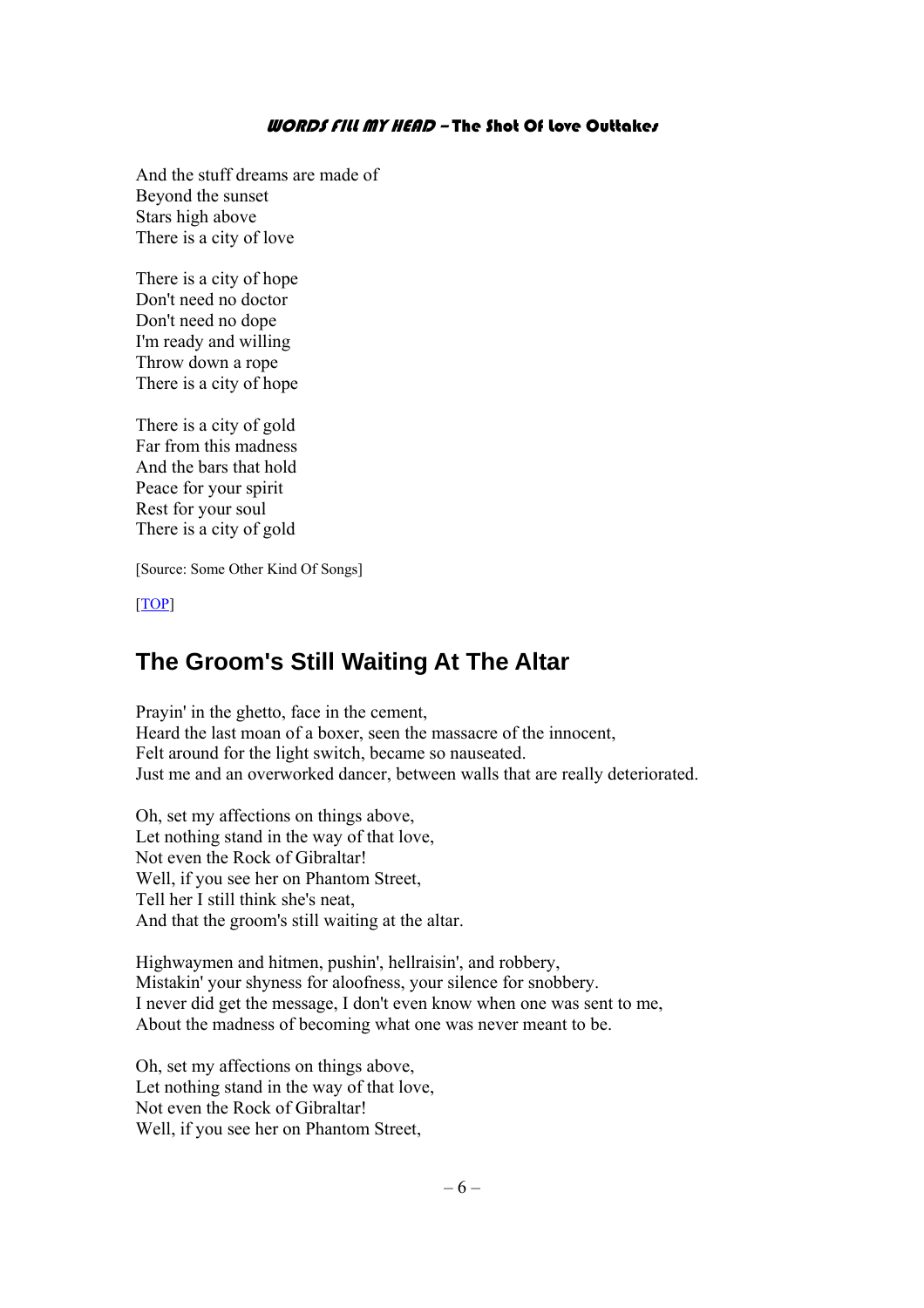And the stuff dreams are made of
Beyond the sunset
Stars high above
There is a city of love

There is a city of hope
Don't need no doctor
Don't need no dope
I'm ready and willing
Throw down a rope
There is a city of hope

There is a city of gold
Far from this madness
And the bars that hold
Peace for your spirit
Rest for your soul
There is a city of gold

[Source: Some Other Kind Of Songs]

[TOP]

## The Groom's Still Waiting At The Altar

Prayin' in the ghetto, face in the cement,
Heard the last moan of a boxer, seen the massacre of the innocent,
Felt around for the light switch, became so nauseated.
Just me and an overworked dancer, between walls that are really deteriorated.

Oh, set my affections on things above,
Let nothing stand in the way of that love,
Not even the Rock of Gibraltar!
Well, if you see her on Phantom Street,
Tell her I still think she's neat,
And that the groom's still waiting at the altar.

Highwaymen and hitmen, pushin', hellraisin', and robbery,
Mistakin' your shyness for aloofness, your silence for snobbery.
I never did get the message, I don't even know when one was sent to me,
About the madness of becoming what one was never meant to be.

Oh, set my affections on things above,
Let nothing stand in the way of that love,
Not even the Rock of Gibraltar!
Well, if you see her on Phantom Street,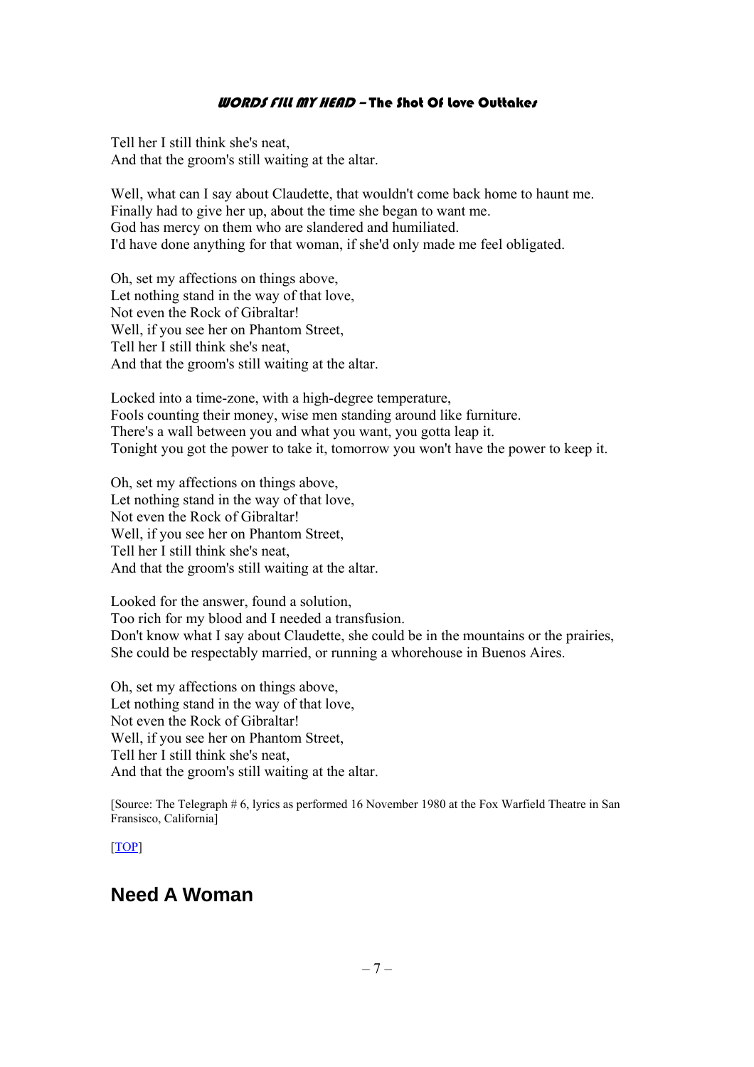Tell her I still think she's neat,
And that the groom's still waiting at the altar.

Well, what can I say about Claudette, that wouldn't come back home to haunt me.
Finally had to give her up, about the time she began to want me.
God has mercy on them who are slandered and humiliated.
I'd have done anything for that woman, if she'd only made me feel obligated.

Oh, set my affections on things above,
Let nothing stand in the way of that love,
Not even the Rock of Gibraltar!
Well, if you see her on Phantom Street,
Tell her I still think she's neat,
And that the groom's still waiting at the altar.

Locked into a time-zone, with a high-degree temperature,
Fools counting their money, wise men standing around like furniture.
There's a wall between you and what you want, you gotta leap it.
Tonight you got the power to take it, tomorrow you won't have the power to keep it.

Oh, set my affections on things above,
Let nothing stand in the way of that love,
Not even the Rock of Gibraltar!
Well, if you see her on Phantom Street,
Tell her I still think she's neat,
And that the groom's still waiting at the altar.

Looked for the answer, found a solution,
Too rich for my blood and I needed a transfusion.
Don't know what I say about Claudette, she could be in the mountains or the prairies,
She could be respectably married, or running a whorehouse in Buenos Aires.

Oh, set my affections on things above,
Let nothing stand in the way of that love,
Not even the Rock of Gibraltar!
Well, if you see her on Phantom Street,
Tell her I still think she's neat,
And that the groom's still waiting at the altar.

[Source: The Telegraph # 6, lyrics as performed 16 November 1980 at the Fox Warfield Theatre in San Fransisco, California]

[TOP]

## Need A Woman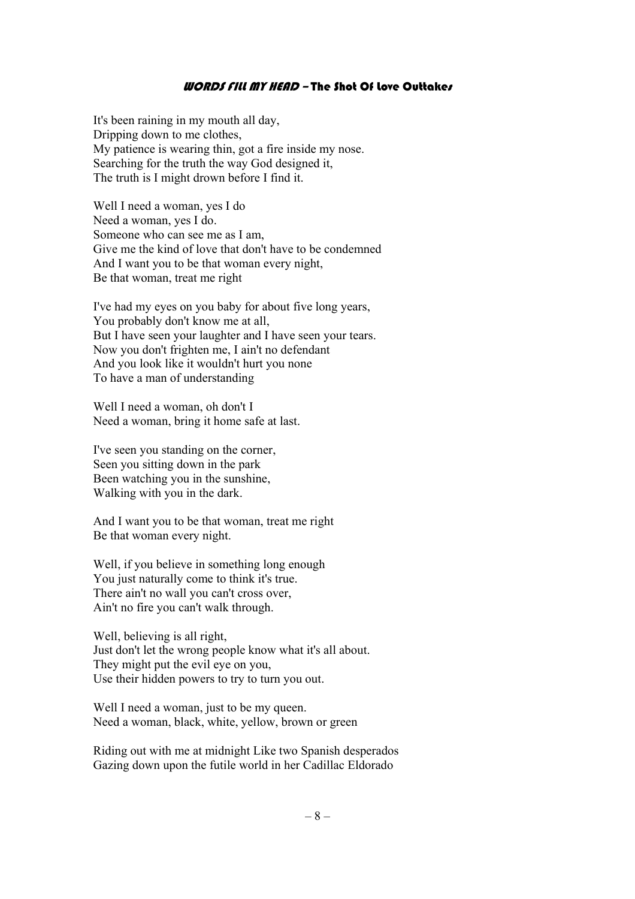### *WORDS FILL MY HEAD* – The Shot Of Love Outtakes

It's been raining in my mouth all day,
Dripping down to me clothes,
My patience is wearing thin, got a fire inside my nose.
Searching for the truth the way God designed it,
The truth is I might drown before I find it.

Well I need a woman, yes I do
Need a woman, yes I do.
Someone who can see me as I am,
Give me the kind of love that don't have to be condemned
And I want you to be that woman every night,
Be that woman, treat me right

I've had my eyes on you baby for about five long years,
You probably don't know me at all,
But I have seen your laughter and I have seen your tears.
Now you don't frighten me, I ain't no defendant
And you look like it wouldn't hurt you none
To have a man of understanding

Well I need a woman, oh don't I
Need a woman, bring it home safe at last.

I've seen you standing on the corner,
Seen you sitting down in the park
Been watching you in the sunshine,
Walking with you in the dark.

And I want you to be that woman, treat me right
Be that woman every night.

Well, if you believe in something long enough
You just naturally come to think it's true.
There ain't no wall you can't cross over,
Ain't no fire you can't walk through.

Well, believing is all right,
Just don't let the wrong people know what it's all about.
They might put the evil eye on you,
Use their hidden powers to try to turn you out.

Well I need a woman, just to be my queen.
Need a woman, black, white, yellow, brown or green

Riding out with me at midnight Like two Spanish desperados
Gazing down upon the futile world in her Cadillac Eldorado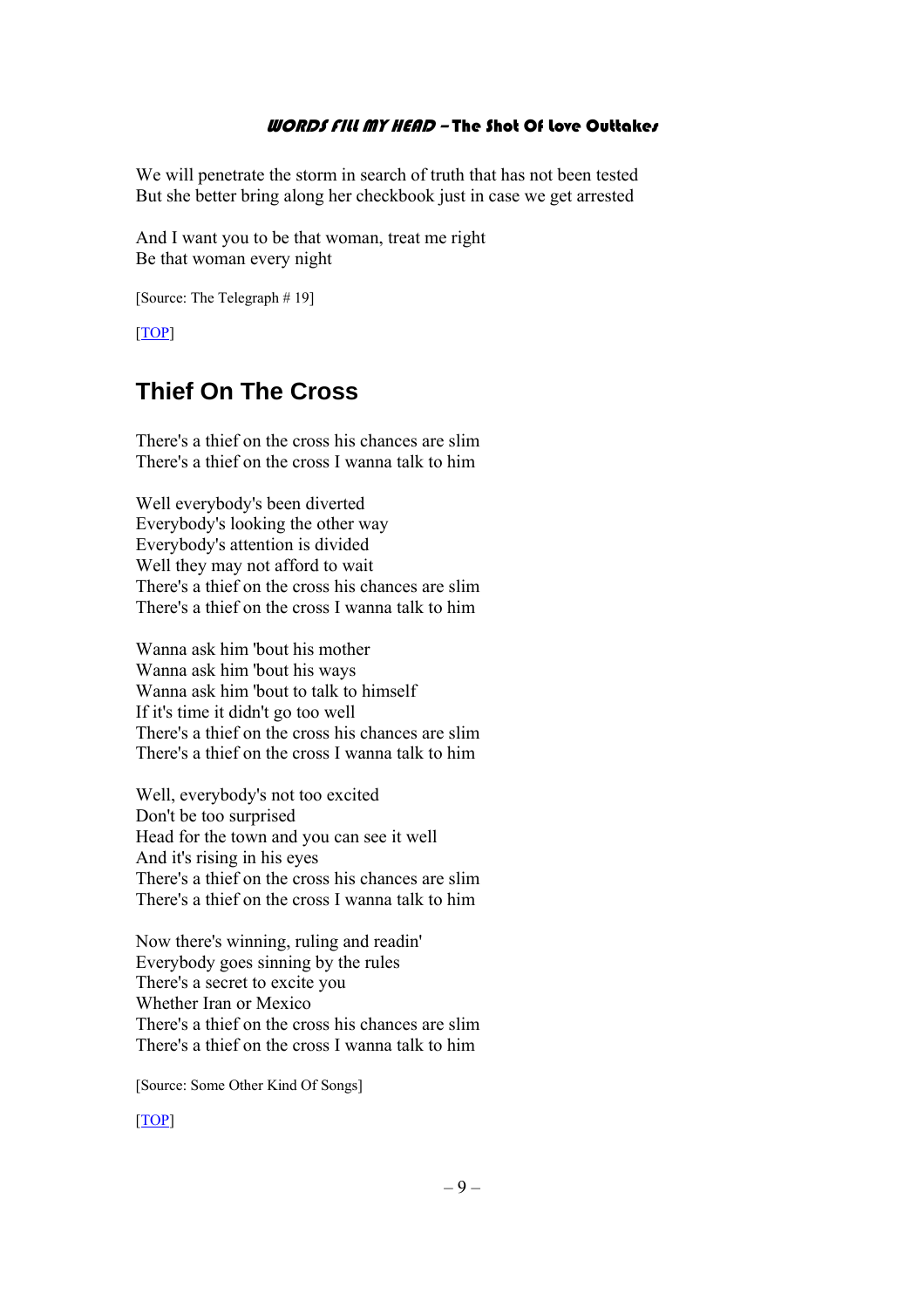We will penetrate the storm in search of truth that has not been tested
But she better bring along her checkbook just in case we get arrested

And I want you to be that woman, treat me right
Be that woman every night

[Source: The Telegraph # 19]

[TOP]

## Thief On The Cross

There's a thief on the cross his chances are slim
There's a thief on the cross I wanna talk to him

Well everybody's been diverted
Everybody's looking the other way
Everybody's attention is divided
Well they may not afford to wait
There's a thief on the cross his chances are slim
There's a thief on the cross I wanna talk to him

Wanna ask him 'bout his mother
Wanna ask him 'bout his ways
Wanna ask him 'bout to talk to himself
If it's time it didn't go too well
There's a thief on the cross his chances are slim
There's a thief on the cross I wanna talk to him

Well, everybody's not too excited
Don't be too surprised
Head for the town and you can see it well
And it's rising in his eyes
There's a thief on the cross his chances are slim
There's a thief on the cross I wanna talk to him

Now there's winning, ruling and readin'
Everybody goes sinning by the rules
There's a secret to excite you
Whether Iran or Mexico
There's a thief on the cross his chances are slim
There's a thief on the cross I wanna talk to him

[Source: Some Other Kind Of Songs]

[TOP]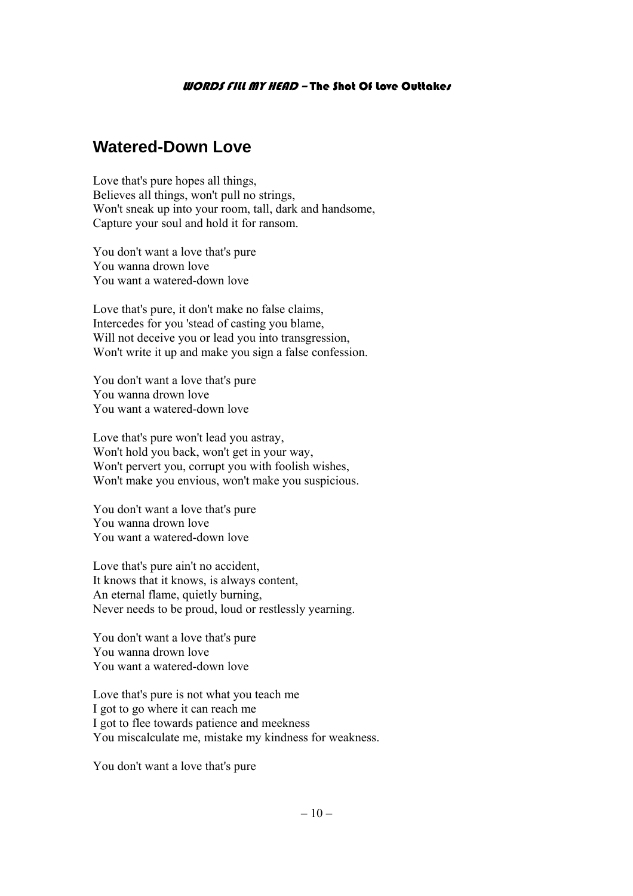## Watered-Down Love

Love that's pure hopes all things,  
Believes all things, won't pull no strings,  
Won't sneak up into your room, tall, dark and handsome,  
Capture your soul and hold it for ransom.

You don't want a love that's pure  
You wanna drown love  
You want a watered-down love

Love that's pure, it don't make no false claims,  
Intercedes for you 'stead of casting you blame,  
Will not deceive you or lead you into transgression,  
Won't write it up and make you sign a false confession.

You don't want a love that's pure  
You wanna drown love  
You want a watered-down love

Love that's pure won't lead you astray,  
Won't hold you back, won't get in your way,  
Won't pervert you, corrupt you with foolish wishes,  
Won't make you envious, won't make you suspicious.

You don't want a love that's pure  
You wanna drown love  
You want a watered-down love

Love that's pure ain't no accident,  
It knows that it knows, is always content,  
An eternal flame, quietly burning,  
Never needs to be proud, loud or restlessly yearning.

You don't want a love that's pure  
You wanna drown love  
You want a watered-down love

Love that's pure is not what you teach me  
I got to go where it can reach me  
I got to flee towards patience and meekness  
You miscalculate me, mistake my kindness for weakness.

You don't want a love that's pure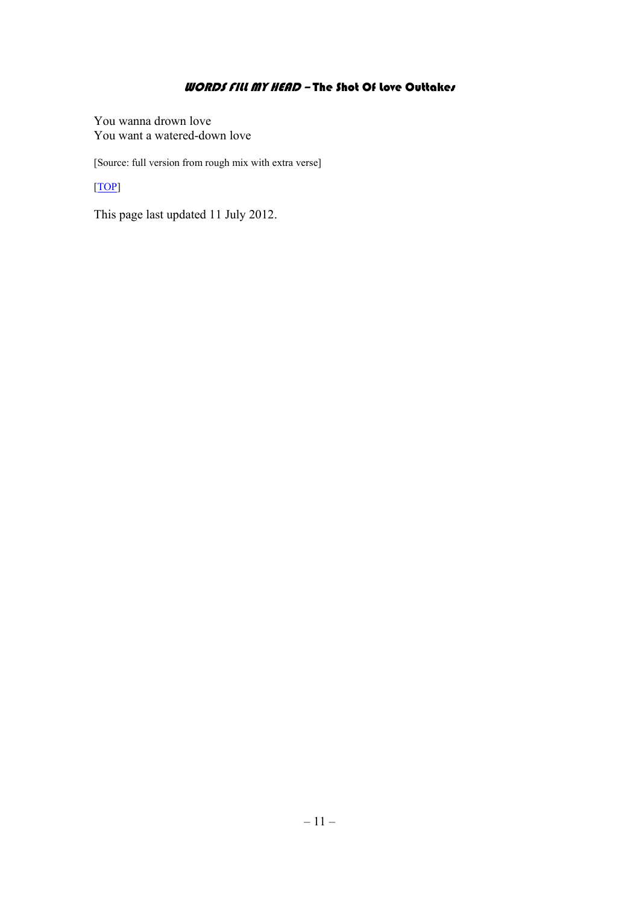You wanna drown love
You want a watered-down love

[Source: full version from rough mix with extra verse]

[TOP]

This page last updated 11 July 2012.